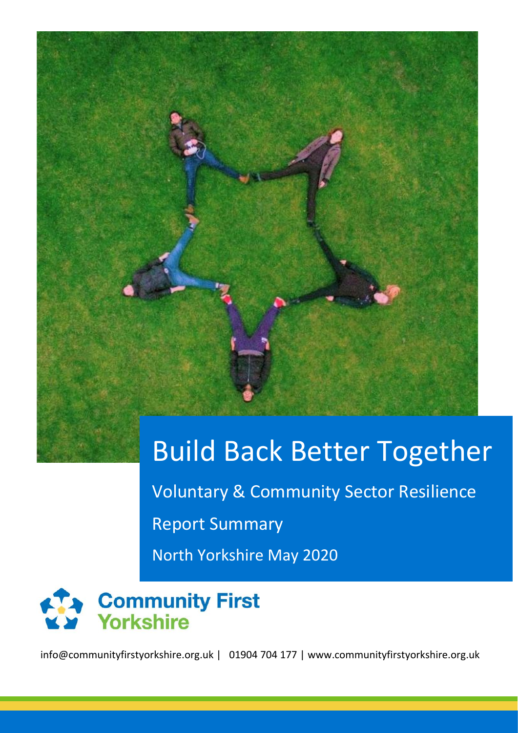# Build Back Better Together

Voluntary & Community Sector Resilience

Report Summary

North Yorkshire May 2020

**Community First Yorkshire**

info@communityfirstyorkshire.org.uk | 01904 704 177 | www.communityfirstyorkshire.org.uk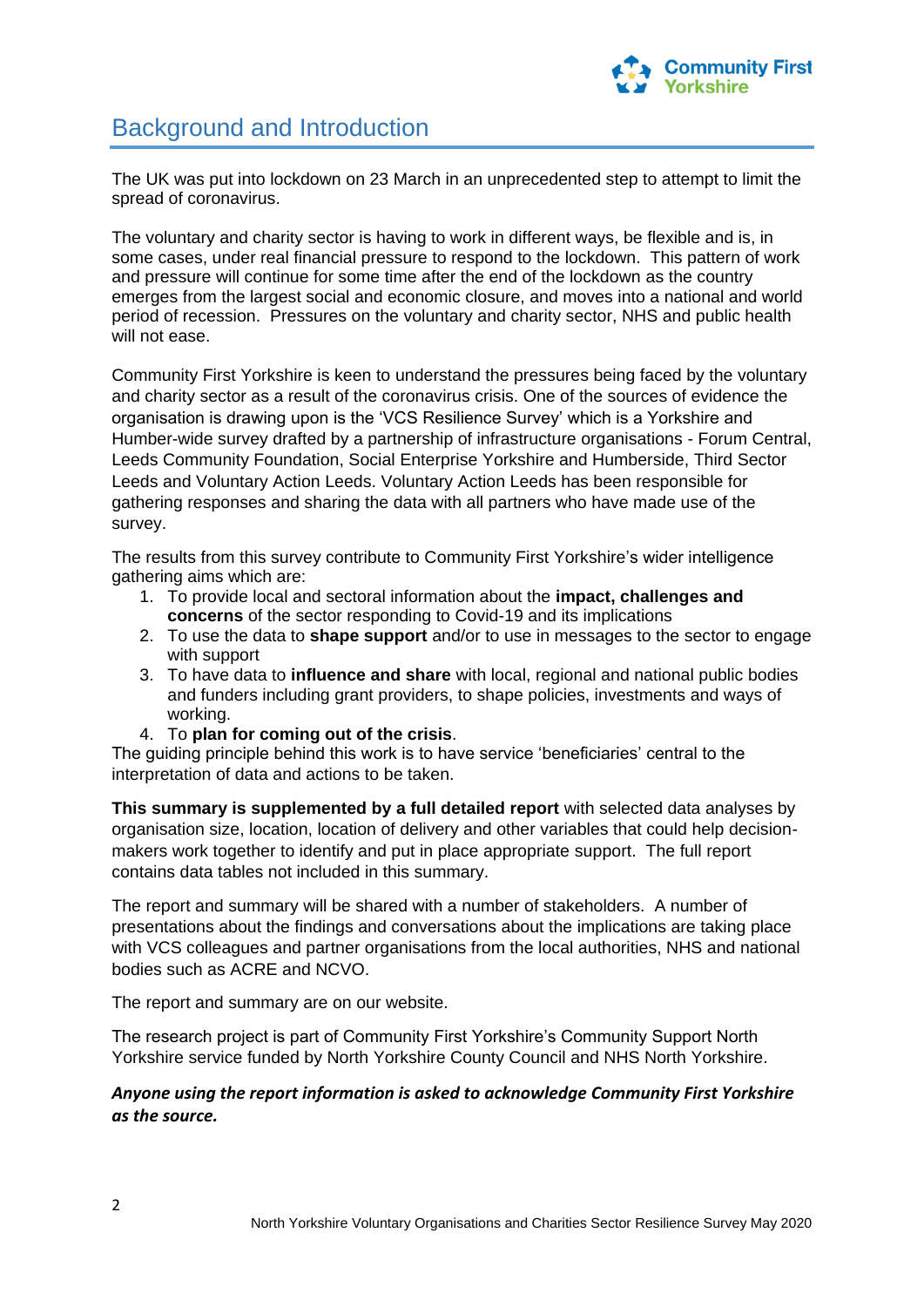## Background and Introduction

The UK was put into lockdown on 23 March in an unprecedented step to attempt to limit the spread of coronavirus.

The voluntary and charity sector is having to work in different ways, be flexible and is, in some cases, under real financial pressure to respond to the lockdown. This pattern of work and pressure will continue for some time after the end of the lockdown as the country emerges from the largest social and economic closure, and moves into a national and world period of recession. Pressures on the voluntary and charity sector, NHS and public health will not ease.

Community First Yorkshire is keen to understand the pressures being faced by the voluntary and charity sector as a result of the coronavirus crisis. One of the sources of evidence the organisation is drawing upon is the 'VCS Resilience Survey' which is a Yorkshire and Humber-wide survey drafted by a partnership of infrastructure organisations - Forum Central, Leeds Community Foundation, Social Enterprise Yorkshire and Humberside, Third Sector Leeds and Voluntary Action Leeds. Voluntary Action Leeds has been responsible for gathering responses and sharing the data with all partners who have made use of the survey.

The results from this survey contribute to Community First Yorkshire's wider intelligence gathering aims which are:

1. To provide local and sectoral information about the **impact, challenges and concerns** of the sector responding to Covid-19 and its implications
2. To use the data to **shape support** and/or to use in messages to the sector to engage with support
3. To have data to **influence and share** with local, regional and national public bodies and funders including grant providers, to shape policies, investments and ways of working.
4. To **plan for coming out of the crisis**.

The guiding principle behind this work is to have service 'beneficiaries' central to the interpretation of data and actions to be taken.

**This summary is supplemented by a full detailed report** with selected data analyses by organisation size, location, location of delivery and other variables that could help decision-makers work together to identify and put in place appropriate support. The full report contains data tables not included in this summary.

The report and summary will be shared with a number of stakeholders. A number of presentations about the findings and conversations about the implications are taking place with VCS colleagues and partner organisations from the local authorities, NHS and national bodies such as ACRE and NCVO.

The report and summary are on our website.

The research project is part of Community First Yorkshire's Community Support North Yorkshire service funded by North Yorkshire County Council and NHS North Yorkshire.

***Anyone using the report information is asked to acknowledge Community First Yorkshire as the source.***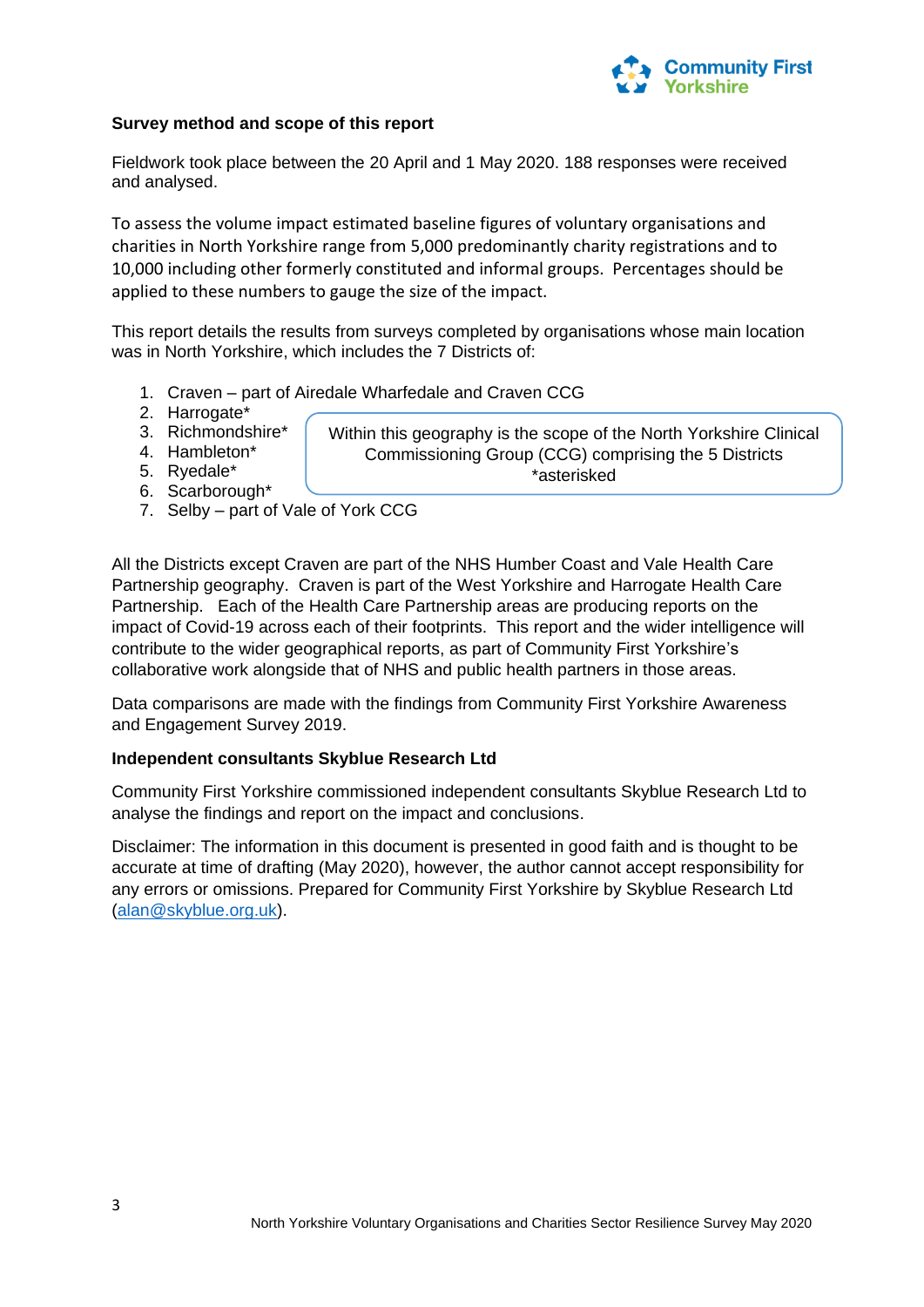**Survey method and scope of this report**

Fieldwork took place between the 20 April and 1 May 2020. 188 responses were received and analysed.

To assess the volume impact estimated baseline figures of voluntary organisations and charities in North Yorkshire range from 5,000 predominantly charity registrations and to 10,000 including other formerly constituted and informal groups. Percentages should be applied to these numbers to gauge the size of the impact.

This report details the results from surveys completed by organisations whose main location was in North Yorkshire, which includes the 7 Districts of:

1. Craven – part of Airedale Wharfedale and Craven CCG
2. Harrogate*
3. Richmondshire*
4. Hambleton*
5. Ryedale*
6. Scarborough*
7. Selby – part of Vale of York CCG

Within this geography is the scope of the North Yorkshire Clinical Commissioning Group (CCG) comprising the 5 Districts *asterisked

All the Districts except Craven are part of the NHS Humber Coast and Vale Health Care Partnership geography. Craven is part of the West Yorkshire and Harrogate Health Care Partnership. Each of the Health Care Partnership areas are producing reports on the impact of Covid-19 across each of their footprints. This report and the wider intelligence will contribute to the wider geographical reports, as part of Community First Yorkshire's collaborative work alongside that of NHS and public health partners in those areas.

Data comparisons are made with the findings from Community First Yorkshire Awareness and Engagement Survey 2019.

**Independent consultants Skyblue Research Ltd**

Community First Yorkshire commissioned independent consultants Skyblue Research Ltd to analyse the findings and report on the impact and conclusions.

Disclaimer: The information in this document is presented in good faith and is thought to be accurate at time of drafting (May 2020), however, the author cannot accept responsibility for any errors or omissions. Prepared for Community First Yorkshire by Skyblue Research Ltd (alan@skyblue.org.uk).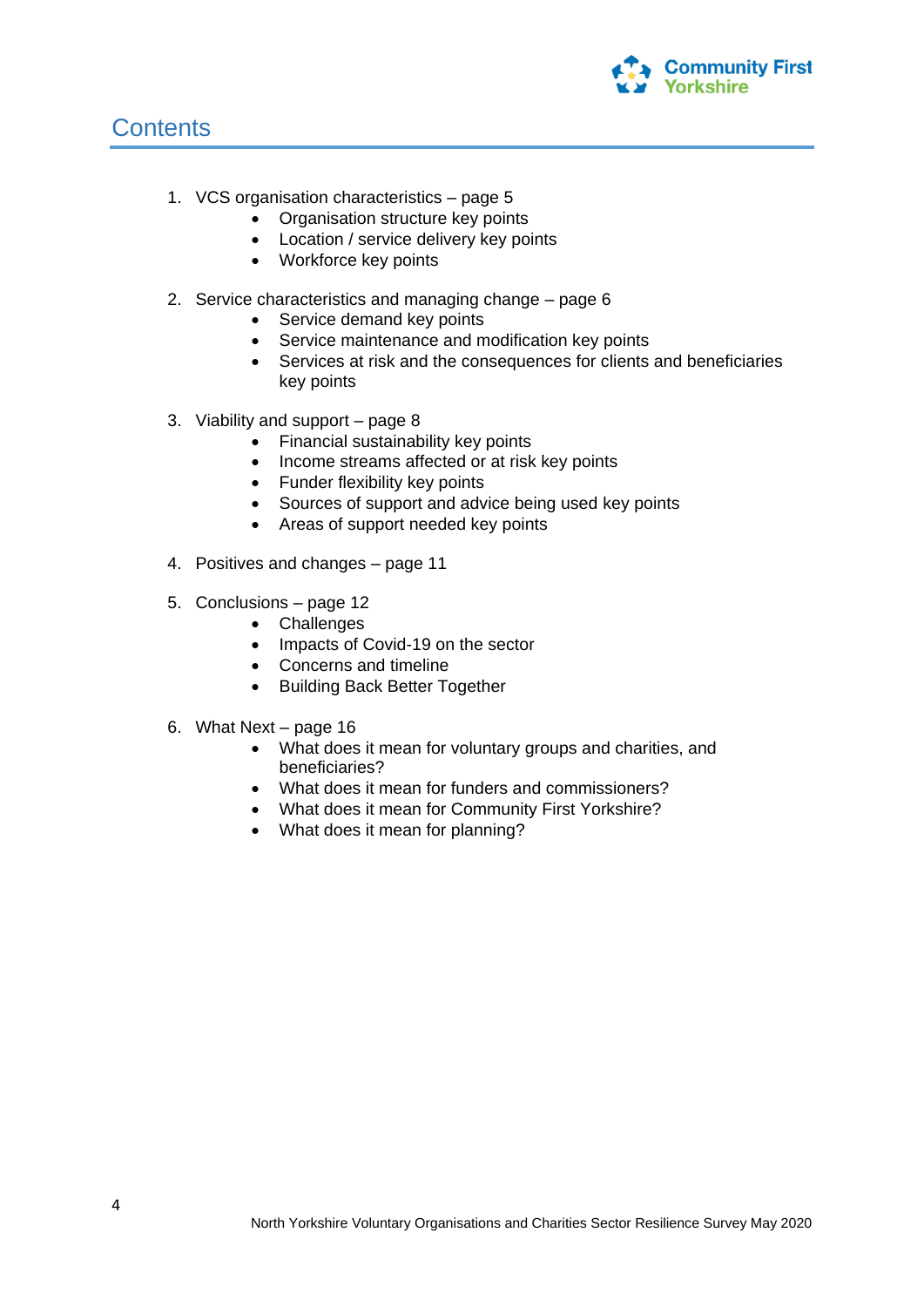# Contents

1. VCS organisation characteristics – page 5
    - Organisation structure key points
    - Location / service delivery key points
    - Workforce key points

2. Service characteristics and managing change – page 6
    - Service demand key points
    - Service maintenance and modification key points
    - Services at risk and the consequences for clients and beneficiaries key points

3. Viability and support – page 8
    - Financial sustainability key points
    - Income streams affected or at risk key points
    - Funder flexibility key points
    - Sources of support and advice being used key points
    - Areas of support needed key points

4. Positives and changes – page 11

5. Conclusions – page 12
    - Challenges
    - Impacts of Covid-19 on the sector
    - Concerns and timeline
    - Building Back Better Together

6. What Next – page 16
    - What does it mean for voluntary groups and charities, and beneficiaries?
    - What does it mean for funders and commissioners?
    - What does it mean for Community First Yorkshire?
    - What does it mean for planning?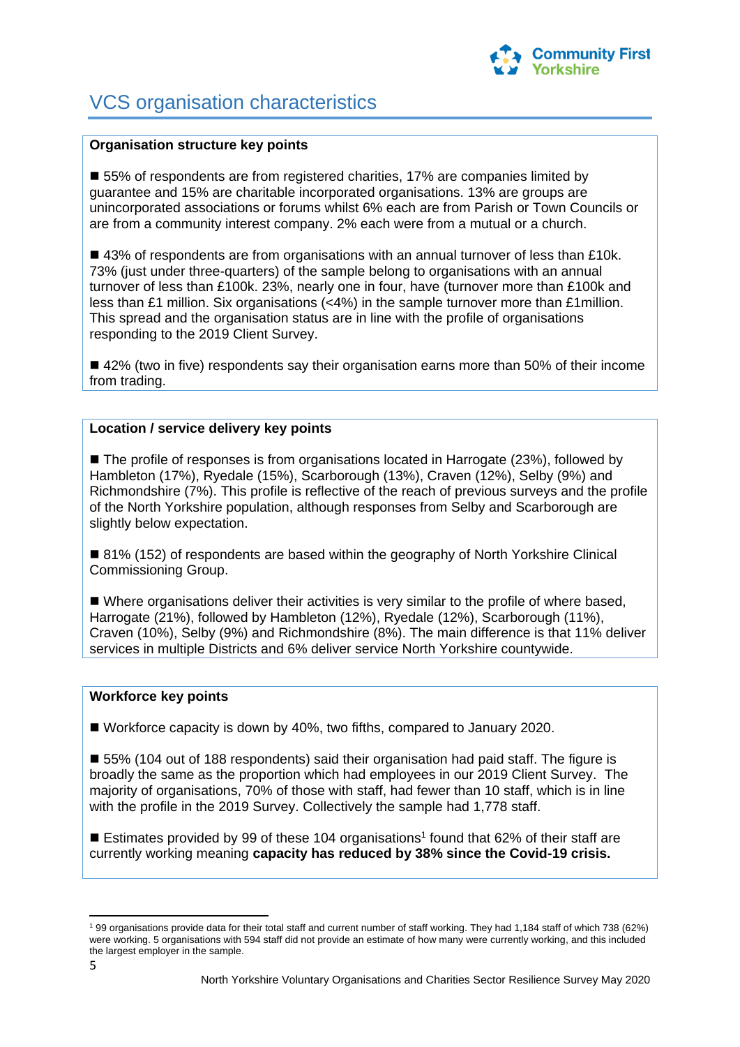# VCS organisation characteristics

**Organisation structure key points**

■ 55% of respondents are from registered charities, 17% are companies limited by guarantee and 15% are charitable incorporated organisations. 13% are groups are unincorporated associations or forums whilst 6% each are from Parish or Town Councils or are from a community interest company. 2% each were from a mutual or a church.

■ 43% of respondents are from organisations with an annual turnover of less than £10k. 73% (just under three-quarters) of the sample belong to organisations with an annual turnover of less than £100k. 23%, nearly one in four, have (turnover more than £100k and less than £1 million. Six organisations (<4%) in the sample turnover more than £1million. This spread and the organisation status are in line with the profile of organisations responding to the 2019 Client Survey.

■ 42% (two in five) respondents say their organisation earns more than 50% of their income from trading.

**Location / service delivery key points**

■ The profile of responses is from organisations located in Harrogate (23%), followed by Hambleton (17%), Ryedale (15%), Scarborough (13%), Craven (12%), Selby (9%) and Richmondshire (7%). This profile is reflective of the reach of previous surveys and the profile of the North Yorkshire population, although responses from Selby and Scarborough are slightly below expectation.

■ 81% (152) of respondents are based within the geography of North Yorkshire Clinical Commissioning Group.

■ Where organisations deliver their activities is very similar to the profile of where based, Harrogate (21%), followed by Hambleton (12%), Ryedale (12%), Scarborough (11%), Craven (10%), Selby (9%) and Richmondshire (8%). The main difference is that 11% deliver services in multiple Districts and 6% deliver service North Yorkshire countywide.

**Workforce key points**

■ Workforce capacity is down by 40%, two fifths, compared to January 2020.

■ 55% (104 out of 188 respondents) said their organisation had paid staff. The figure is broadly the same as the proportion which had employees in our 2019 Client Survey. The majority of organisations, 70% of those with staff, had fewer than 10 staff, which is in line with the profile in the 2019 Survey. Collectively the sample had 1,778 staff.

■ Estimates provided by 99 of these 104 organisations[1] found that 62% of their staff are currently working meaning **capacity has reduced by 38% since the Covid-19 crisis.**

[1] 99 organisations provide data for their total staff and current number of staff working. They had 1,184 staff of which 738 (62%) were working. 5 organisations with 594 staff did not provide an estimate of how many were currently working, and this included the largest employer in the sample.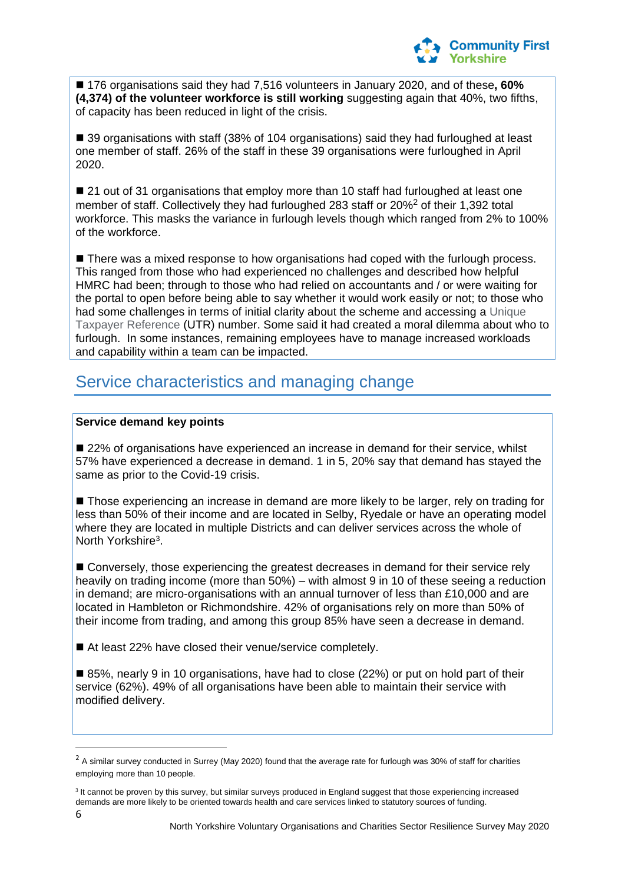■ 176 organisations said they had 7,516 volunteers in January 2020, and of these**, 60% (4,374) of the volunteer workforce is still working** suggesting again that 40%, two fifths, of capacity has been reduced in light of the crisis.

■ 39 organisations with staff (38% of 104 organisations) said they had furloughed at least one member of staff. 26% of the staff in these 39 organisations were furloughed in April 2020.

■ 21 out of 31 organisations that employ more than 10 staff had furloughed at least one member of staff. Collectively they had furloughed 283 staff or 20%[2] of their 1,392 total workforce. This masks the variance in furlough levels though which ranged from 2% to 100% of the workforce.

■ There was a mixed response to how organisations had coped with the furlough process. This ranged from those who had experienced no challenges and described how helpful HMRC had been; through to those who had relied on accountants and / or were waiting for the portal to open before being able to say whether it would work easily or not; to those who had some challenges in terms of initial clarity about the scheme and accessing a Unique Taxpayer Reference (UTR) number. Some said it had created a moral dilemma about who to furlough. In some instances, remaining employees have to manage increased workloads and capability within a team can be impacted.

## Service characteristics and managing change

**Service demand key points**

■ 22% of organisations have experienced an increase in demand for their service, whilst 57% have experienced a decrease in demand. 1 in 5, 20% say that demand has stayed the same as prior to the Covid-19 crisis.

■ Those experiencing an increase in demand are more likely to be larger, rely on trading for less than 50% of their income and are located in Selby, Ryedale or have an operating model where they are located in multiple Districts and can deliver services across the whole of North Yorkshire[3].

■ Conversely, those experiencing the greatest decreases in demand for their service rely heavily on trading income (more than 50%) – with almost 9 in 10 of these seeing a reduction in demand; are micro-organisations with an annual turnover of less than £10,000 and are located in Hambleton or Richmondshire. 42% of organisations rely on more than 50% of their income from trading, and among this group 85% have seen a decrease in demand.

■ At least 22% have closed their venue/service completely.

■ 85%, nearly 9 in 10 organisations, have had to close (22%) or put on hold part of their service (62%). 49% of all organisations have been able to maintain their service with modified delivery.

---

[2] A similar survey conducted in Surrey (May 2020) found that the average rate for furlough was 30% of staff for charities employing more than 10 people.

[3] It cannot be proven by this survey, but similar surveys produced in England suggest that those experiencing increased demands are more likely to be oriented towards health and care services linked to statutory sources of funding.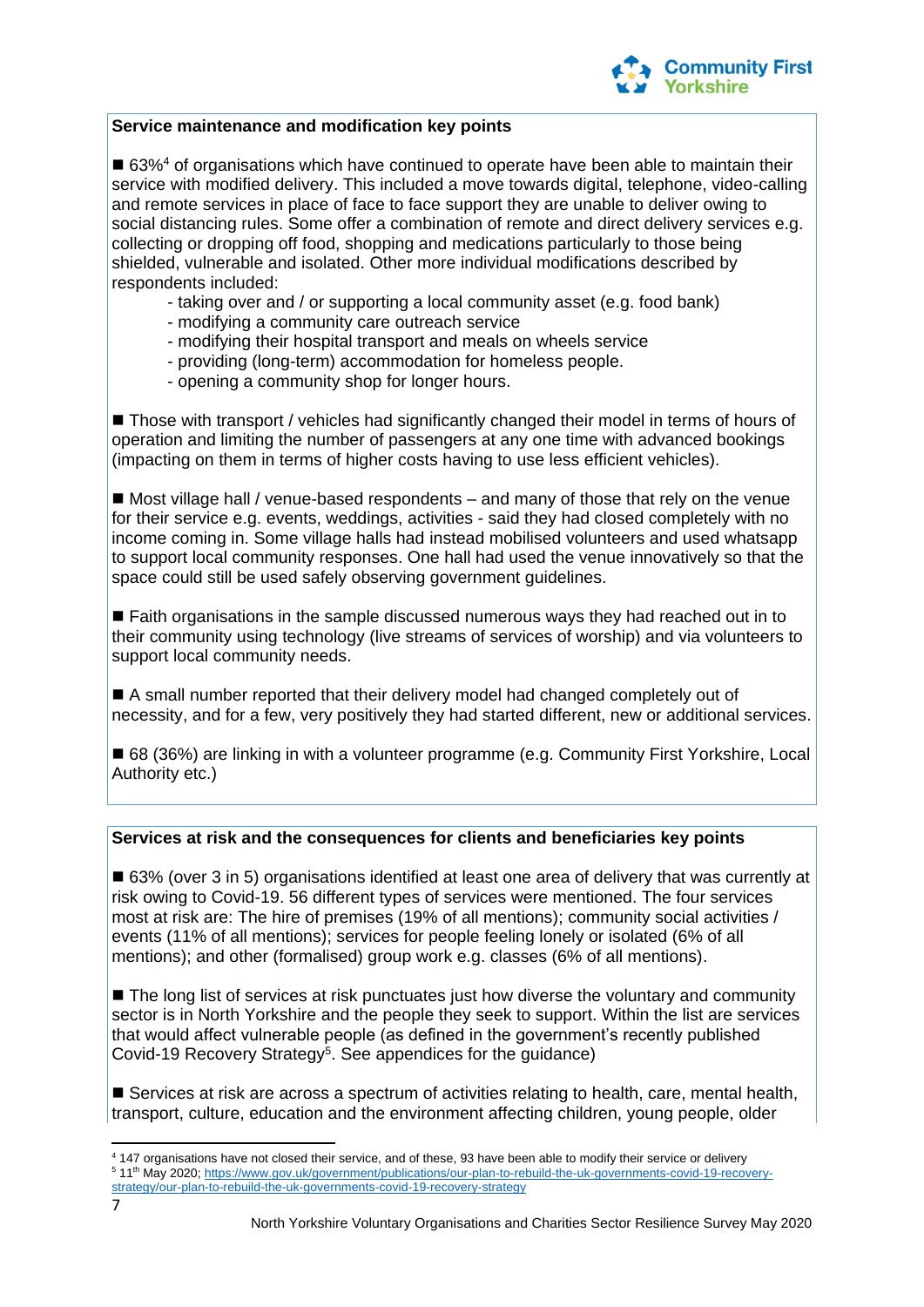**Service maintenance and modification key points**

■ 63%[4] of organisations which have continued to operate have been able to maintain their service with modified delivery. This included a move towards digital, telephone, video-calling and remote services in place of face to face support they are unable to deliver owing to social distancing rules. Some offer a combination of remote and direct delivery services e.g. collecting or dropping off food, shopping and medications particularly to those being shielded, vulnerable and isolated. Other more individual modifications described by respondents included:

- taking over and / or supporting a local community asset (e.g. food bank)
- modifying a community care outreach service
- modifying their hospital transport and meals on wheels service
- providing (long-term) accommodation for homeless people.
- opening a community shop for longer hours.

■ Those with transport / vehicles had significantly changed their model in terms of hours of operation and limiting the number of passengers at any one time with advanced bookings (impacting on them in terms of higher costs having to use less efficient vehicles).

■ Most village hall / venue-based respondents – and many of those that rely on the venue for their service e.g. events, weddings, activities - said they had closed completely with no income coming in. Some village halls had instead mobilised volunteers and used whatsapp to support local community responses. One hall had used the venue innovatively so that the space could still be used safely observing government guidelines.

■ Faith organisations in the sample discussed numerous ways they had reached out in to their community using technology (live streams of services of worship) and via volunteers to support local community needs.

■ A small number reported that their delivery model had changed completely out of necessity, and for a few, very positively they had started different, new or additional services.

■ 68 (36%) are linking in with a volunteer programme (e.g. Community First Yorkshire, Local Authority etc.)

**Services at risk and the consequences for clients and beneficiaries key points**

■ 63% (over 3 in 5) organisations identified at least one area of delivery that was currently at risk owing to Covid-19. 56 different types of services were mentioned. The four services most at risk are: The hire of premises (19% of all mentions); community social activities / events (11% of all mentions); services for people feeling lonely or isolated (6% of all mentions); and other (formalised) group work e.g. classes (6% of all mentions).

■ The long list of services at risk punctuates just how diverse the voluntary and community sector is in North Yorkshire and the people they seek to support. Within the list are services that would affect vulnerable people (as defined in the government's recently published Covid-19 Recovery Strategy[5]. See appendices for the guidance)

■ Services at risk are across a spectrum of activities relating to health, care, mental health, transport, culture, education and the environment affecting children, young people, older

---

[4] 147 organisations have not closed their service, and of these, 93 have been able to modify their service or delivery

[5] 11th May 2020; https://www.gov.uk/government/publications/our-plan-to-rebuild-the-uk-governments-covid-19-recovery-strategy/our-plan-to-rebuild-the-uk-governments-covid-19-recovery-strategy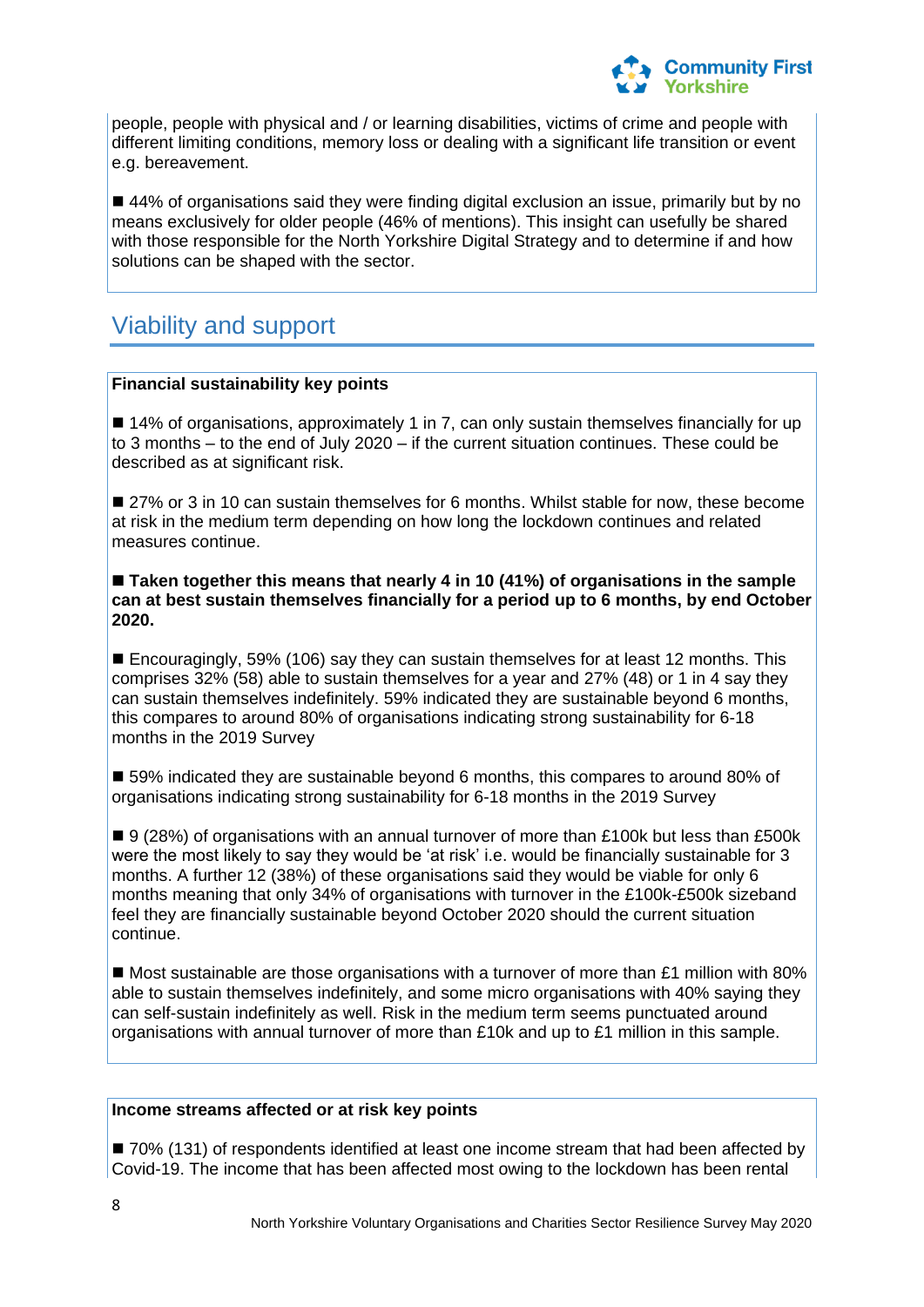people, people with physical and / or learning disabilities, victims of crime and people with different limiting conditions, memory loss or dealing with a significant life transition or event e.g. bereavement.

■ 44% of organisations said they were finding digital exclusion an issue, primarily but by no means exclusively for older people (46% of mentions). This insight can usefully be shared with those responsible for the North Yorkshire Digital Strategy and to determine if and how solutions can be shaped with the sector.

## Viability and support

**Financial sustainability key points**

■ 14% of organisations, approximately 1 in 7, can only sustain themselves financially for up to 3 months – to the end of July 2020 – if the current situation continues. These could be described as at significant risk.

■ 27% or 3 in 10 can sustain themselves for 6 months. Whilst stable for now, these become at risk in the medium term depending on how long the lockdown continues and related measures continue.

■ **Taken together this means that nearly 4 in 10 (41%) of organisations in the sample can at best sustain themselves financially for a period up to 6 months, by end October 2020.**

■ Encouragingly, 59% (106) say they can sustain themselves for at least 12 months. This comprises 32% (58) able to sustain themselves for a year and 27% (48) or 1 in 4 say they can sustain themselves indefinitely. 59% indicated they are sustainable beyond 6 months, this compares to around 80% of organisations indicating strong sustainability for 6-18 months in the 2019 Survey

■ 59% indicated they are sustainable beyond 6 months, this compares to around 80% of organisations indicating strong sustainability for 6-18 months in the 2019 Survey

■ 9 (28%) of organisations with an annual turnover of more than £100k but less than £500k were the most likely to say they would be 'at risk' i.e. would be financially sustainable for 3 months. A further 12 (38%) of these organisations said they would be viable for only 6 months meaning that only 34% of organisations with turnover in the £100k-£500k sizeband feel they are financially sustainable beyond October 2020 should the current situation continue.

■ Most sustainable are those organisations with a turnover of more than £1 million with 80% able to sustain themselves indefinitely, and some micro organisations with 40% saying they can self-sustain indefinitely as well. Risk in the medium term seems punctuated around organisations with annual turnover of more than £10k and up to £1 million in this sample.

**Income streams affected or at risk key points**

■ 70% (131) of respondents identified at least one income stream that had been affected by Covid-19. The income that has been affected most owing to the lockdown has been rental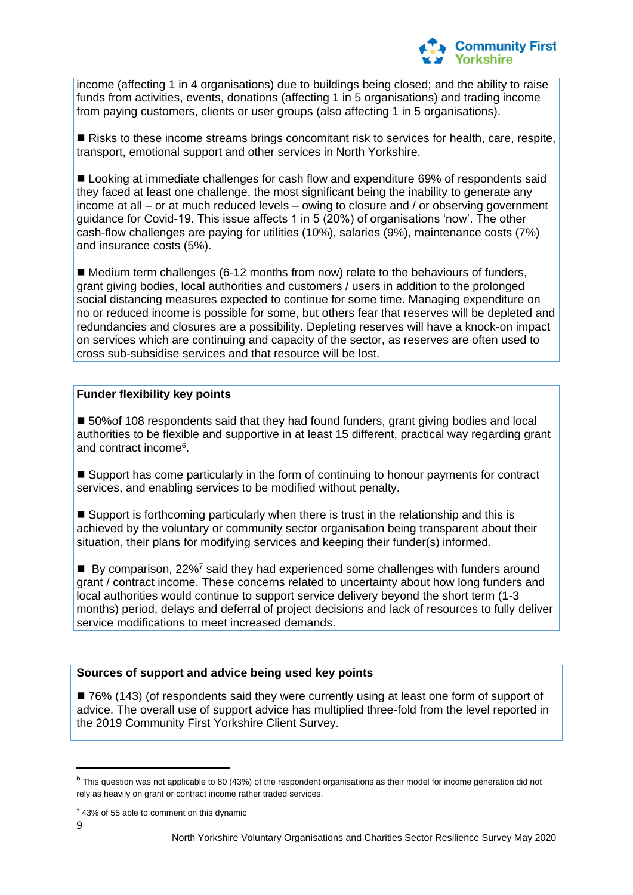income (affecting 1 in 4 organisations) due to buildings being closed; and the ability to raise funds from activities, events, donations (affecting 1 in 5 organisations) and trading income from paying customers, clients or user groups (also affecting 1 in 5 organisations).

■ Risks to these income streams brings concomitant risk to services for health, care, respite, transport, emotional support and other services in North Yorkshire.

■ Looking at immediate challenges for cash flow and expenditure 69% of respondents said they faced at least one challenge, the most significant being the inability to generate any income at all – or at much reduced levels – owing to closure and / or observing government guidance for Covid-19. This issue affects 1 in 5 (20%) of organisations 'now'. The other cash-flow challenges are paying for utilities (10%), salaries (9%), maintenance costs (7%) and insurance costs (5%).

■ Medium term challenges (6-12 months from now) relate to the behaviours of funders, grant giving bodies, local authorities and customers / users in addition to the prolonged social distancing measures expected to continue for some time. Managing expenditure on no or reduced income is possible for some, but others fear that reserves will be depleted and redundancies and closures are a possibility. Depleting reserves will have a knock-on impact on services which are continuing and capacity of the sector, as reserves are often used to cross sub-subsidise services and that resource will be lost.

**Funder flexibility key points**

■ 50%of 108 respondents said that they had found funders, grant giving bodies and local authorities to be flexible and supportive in at least 15 different, practical way regarding grant and contract income[6].

■ Support has come particularly in the form of continuing to honour payments for contract services, and enabling services to be modified without penalty.

■ Support is forthcoming particularly when there is trust in the relationship and this is achieved by the voluntary or community sector organisation being transparent about their situation, their plans for modifying services and keeping their funder(s) informed.

■ By comparison, 22%[7] said they had experienced some challenges with funders around grant / contract income. These concerns related to uncertainty about how long funders and local authorities would continue to support service delivery beyond the short term (1-3 months) period, delays and deferral of project decisions and lack of resources to fully deliver service modifications to meet increased demands.

**Sources of support and advice being used key points**

■ 76% (143) (of respondents said they were currently using at least one form of support of advice. The overall use of support advice has multiplied three-fold from the level reported in the 2019 Community First Yorkshire Client Survey.

[6] This question was not applicable to 80 (43%) of the respondent organisations as their model for income generation did not rely as heavily on grant or contract income rather traded services.

[7] 43% of 55 able to comment on this dynamic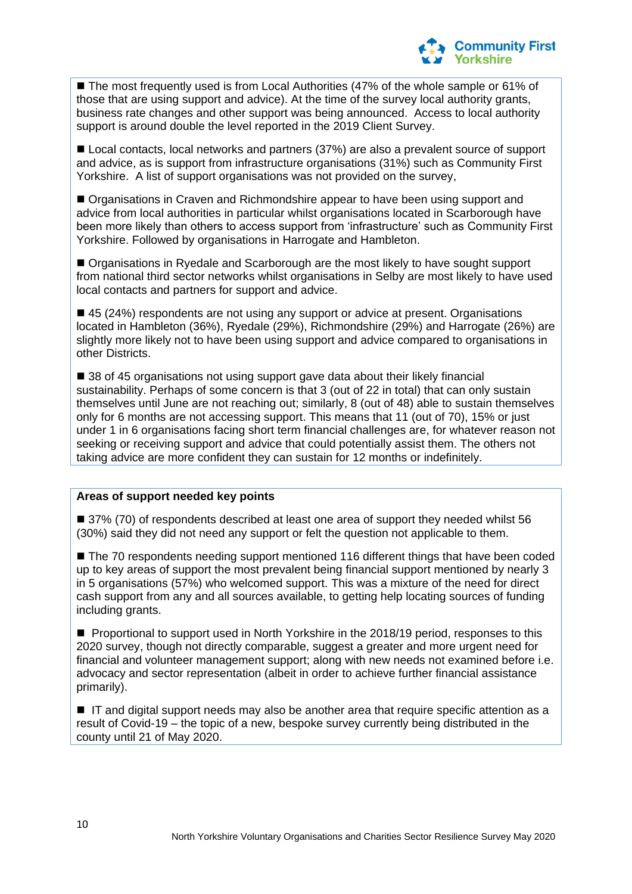- The most frequently used is from Local Authorities (47% of the whole sample or 61% of those that are using support and advice). At the time of the survey local authority grants, business rate changes and other support was being announced. Access to local authority support is around double the level reported in the 2019 Client Survey.

- Local contacts, local networks and partners (37%) are also a prevalent source of support and advice, as is support from infrastructure organisations (31%) such as Community First Yorkshire. A list of support organisations was not provided on the survey,

- Organisations in Craven and Richmondshire appear to have been using support and advice from local authorities in particular whilst organisations located in Scarborough have been more likely than others to access support from 'infrastructure' such as Community First Yorkshire. Followed by organisations in Harrogate and Hambleton.

- Organisations in Ryedale and Scarborough are the most likely to have sought support from national third sector networks whilst organisations in Selby are most likely to have used local contacts and partners for support and advice.

- 45 (24%) respondents are not using any support or advice at present. Organisations located in Hambleton (36%), Ryedale (29%), Richmondshire (29%) and Harrogate (26%) are slightly more likely not to have been using support and advice compared to organisations in other Districts.

- 38 of 45 organisations not using support gave data about their likely financial sustainability. Perhaps of some concern is that 3 (out of 22 in total) that can only sustain themselves until June are not reaching out; similarly, 8 (out of 48) able to sustain themselves only for 6 months are not accessing support. This means that 11 (out of 70), 15% or just under 1 in 6 organisations facing short term financial challenges are, for whatever reason not seeking or receiving support and advice that could potentially assist them. The others not taking advice are more confident they can sustain for 12 months or indefinitely.

**Areas of support needed key points**

- 37% (70) of respondents described at least one area of support they needed whilst 56 (30%) said they did not need any support or felt the question not applicable to them.

- The 70 respondents needing support mentioned 116 different things that have been coded up to key areas of support the most prevalent being financial support mentioned by nearly 3 in 5 organisations (57%) who welcomed support. This was a mixture of the need for direct cash support from any and all sources available, to getting help locating sources of funding including grants.

- Proportional to support used in North Yorkshire in the 2018/19 period, responses to this 2020 survey, though not directly comparable, suggest a greater and more urgent need for financial and volunteer management support; along with new needs not examined before i.e. advocacy and sector representation (albeit in order to achieve further financial assistance primarily).

- IT and digital support needs may also be another area that require specific attention as a result of Covid-19 – the topic of a new, bespoke survey currently being distributed in the county until 21 of May 2020.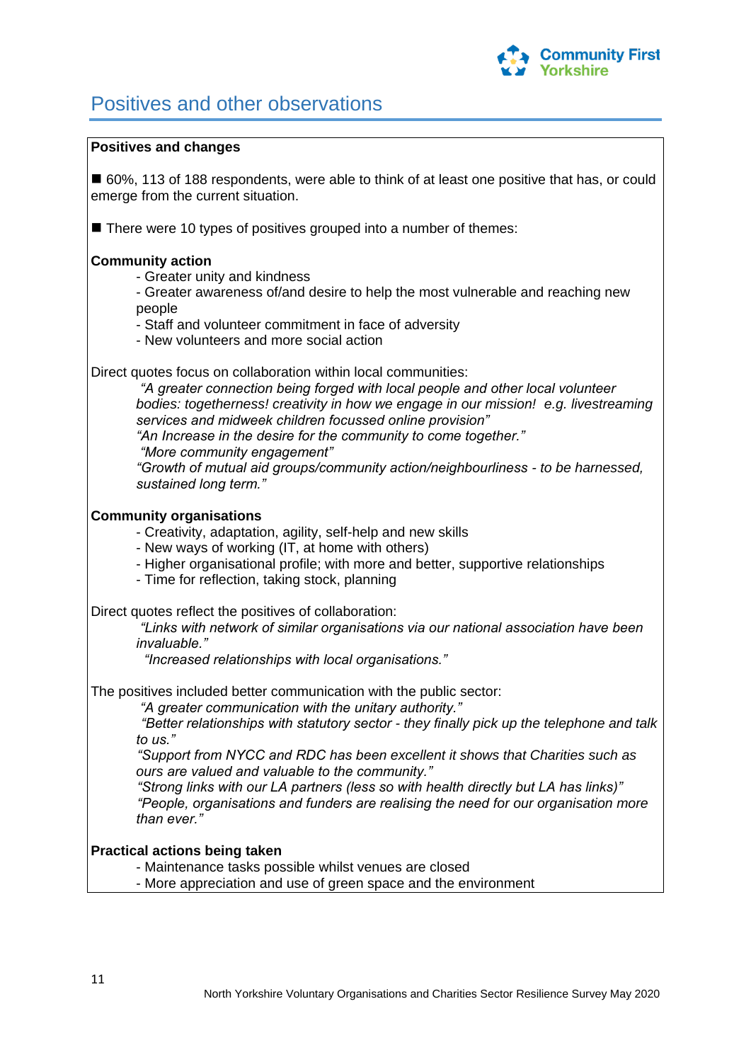# Positives and other observations

**Positives and changes**

- 60%, 113 of 188 respondents, were able to think of at least one positive that has, or could emerge from the current situation.

- There were 10 types of positives grouped into a number of themes:

**Community action**

- Greater unity and kindness
- Greater awareness of/and desire to help the most vulnerable and reaching new people
- Staff and volunteer commitment in face of adversity
- New volunteers and more social action

Direct quotes focus on collaboration within local communities:

> *"A greater connection being forged with local people and other local volunteer bodies: togetherness! creativity in how we engage in our mission! e.g. livestreaming services and midweek children focussed online provision"*
>
> *"An Increase in the desire for the community to come together."*
>
> *"More community engagement"*
>
> *"Growth of mutual aid groups/community action/neighbourliness - to be harnessed, sustained long term."*

**Community organisations**

- Creativity, adaptation, agility, self-help and new skills
- New ways of working (IT, at home with others)
- Higher organisational profile; with more and better, supportive relationships
- Time for reflection, taking stock, planning

Direct quotes reflect the positives of collaboration:

> *"Links with network of similar organisations via our national association have been invaluable."*
>
> *"Increased relationships with local organisations."*

The positives included better communication with the public sector:

> *"A greater communication with the unitary authority."*
>
> *"Better relationships with statutory sector - they finally pick up the telephone and talk to us."*
>
> *"Support from NYCC and RDC has been excellent it shows that Charities such as ours are valued and valuable to the community."*
>
> *"Strong links with our LA partners (less so with health directly but LA has links)"*
>
> *"People, organisations and funders are realising the need for our organisation more than ever."*

**Practical actions being taken**

- Maintenance tasks possible whilst venues are closed
- More appreciation and use of green space and the environment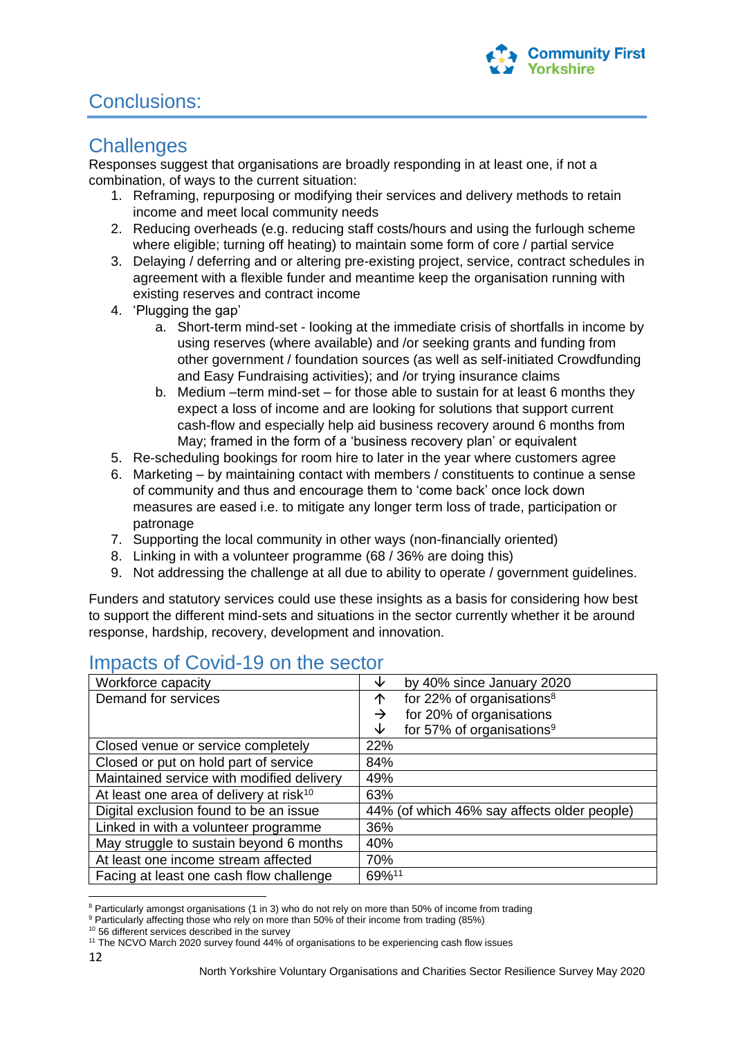# Conclusions:

## Challenges

Responses suggest that organisations are broadly responding in at least one, if not a combination, of ways to the current situation:

1. Reframing, repurposing or modifying their services and delivery methods to retain income and meet local community needs
2. Reducing overheads (e.g. reducing staff costs/hours and using the furlough scheme where eligible; turning off heating) to maintain some form of core / partial service
3. Delaying / deferring and or altering pre-existing project, service, contract schedules in agreement with a flexible funder and meantime keep the organisation running with existing reserves and contract income
4. 'Plugging the gap'
   a. Short-term mind-set - looking at the immediate crisis of shortfalls in income by using reserves (where available) and /or seeking grants and funding from other government / foundation sources (as well as self-initiated Crowdfunding and Easy Fundraising activities); and /or trying insurance claims
   b. Medium –term mind-set – for those able to sustain for at least 6 months they expect a loss of income and are looking for solutions that support current cash-flow and especially help aid business recovery around 6 months from May; framed in the form of a 'business recovery plan' or equivalent
5. Re-scheduling bookings for room hire to later in the year where customers agree
6. Marketing – by maintaining contact with members / constituents to continue a sense of community and thus and encourage them to 'come back' once lock down measures are eased i.e. to mitigate any longer term loss of trade, participation or patronage
7. Supporting the local community in other ways (non-financially oriented)
8. Linking in with a volunteer programme (68 / 36% are doing this)
9. Not addressing the challenge at all due to ability to operate / government guidelines.

Funders and statutory services could use these insights as a basis for considering how best to support the different mind-sets and situations in the sector currently whether it be around response, hardship, recovery, development and innovation.

## Impacts of Covid-19 on the sector

| | |
|---|---|
| Workforce capacity | ↓ by 40% since January 2020 |
| Demand for services | ↑ for 22% of organisations[8]<br>→ for 20% of organisations<br>↓ for 57% of organisations[9] |
| Closed venue or service completely | 22% |
| Closed or put on hold part of service | 84% |
| Maintained service with modified delivery | 49% |
| At least one area of delivery at risk[10] | 63% |
| Digital exclusion found to be an issue | 44% (of which 46% say affects older people) |
| Linked in with a volunteer programme | 36% |
| May struggle to sustain beyond 6 months | 40% |
| At least one income stream affected | 70% |
| Facing at least one cash flow challenge | 69%[11] |

[8] Particularly amongst organisations (1 in 3) who do not rely on more than 50% of income from trading
[9] Particularly affecting those who rely on more than 50% of their income from trading (85%)
[10] 56 different services described in the survey
[11] The NCVO March 2020 survey found 44% of organisations to be experiencing cash flow issues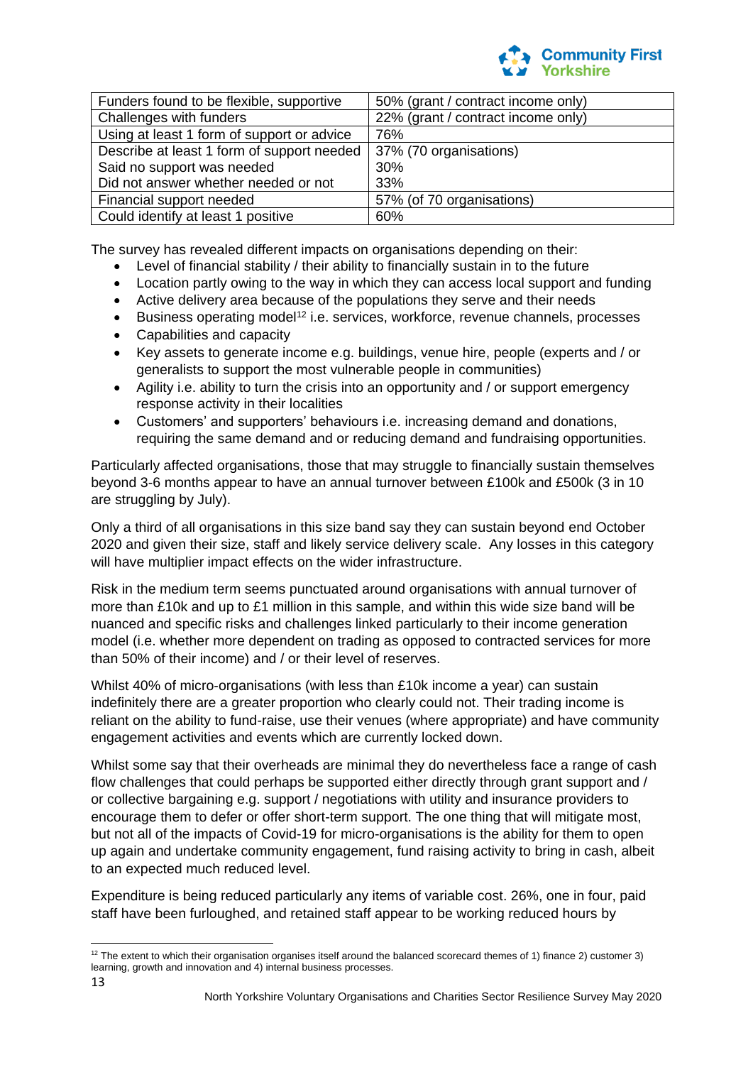| Funders found to be flexible, supportive | 50% (grant / contract income only) |
|---|---|
| Challenges with funders | 22% (grant / contract income only) |
| Using at least 1 form of support or advice | 76% |
| Describe at least 1 form of support needed | 37% (70 organisations) |
| Said no support was needed | 30% |
| Did not answer whether needed or not | 33% |
| Financial support needed | 57% (of 70 organisations) |
| Could identify at least 1 positive | 60% |

The survey has revealed different impacts on organisations depending on their:

- Level of financial stability / their ability to financially sustain in to the future
- Location partly owing to the way in which they can access local support and funding
- Active delivery area because of the populations they serve and their needs
- Business operating model[12] i.e. services, workforce, revenue channels, processes
- Capabilities and capacity
- Key assets to generate income e.g. buildings, venue hire, people (experts and / or generalists to support the most vulnerable people in communities)
- Agility i.e. ability to turn the crisis into an opportunity and / or support emergency response activity in their localities
- Customers' and supporters' behaviours i.e. increasing demand and donations, requiring the same demand and or reducing demand and fundraising opportunities.

Particularly affected organisations, those that may struggle to financially sustain themselves beyond 3-6 months appear to have an annual turnover between £100k and £500k (3 in 10 are struggling by July).

Only a third of all organisations in this size band say they can sustain beyond end October 2020 and given their size, staff and likely service delivery scale. Any losses in this category will have multiplier impact effects on the wider infrastructure.

Risk in the medium term seems punctuated around organisations with annual turnover of more than £10k and up to £1 million in this sample, and within this wide size band will be nuanced and specific risks and challenges linked particularly to their income generation model (i.e. whether more dependent on trading as opposed to contracted services for more than 50% of their income) and / or their level of reserves.

Whilst 40% of micro-organisations (with less than £10k income a year) can sustain indefinitely there are a greater proportion who clearly could not. Their trading income is reliant on the ability to fund-raise, use their venues (where appropriate) and have community engagement activities and events which are currently locked down.

Whilst some say that their overheads are minimal they do nevertheless face a range of cash flow challenges that could perhaps be supported either directly through grant support and / or collective bargaining e.g. support / negotiations with utility and insurance providers to encourage them to defer or offer short-term support. The one thing that will mitigate most, but not all of the impacts of Covid-19 for micro-organisations is the ability for them to open up again and undertake community engagement, fund raising activity to bring in cash, albeit to an expected much reduced level.

Expenditure is being reduced particularly any items of variable cost. 26%, one in four, paid staff have been furloughed, and retained staff appear to be working reduced hours by

[12] The extent to which their organisation organises itself around the balanced scorecard themes of 1) finance 2) customer 3) learning, growth and innovation and 4) internal business processes.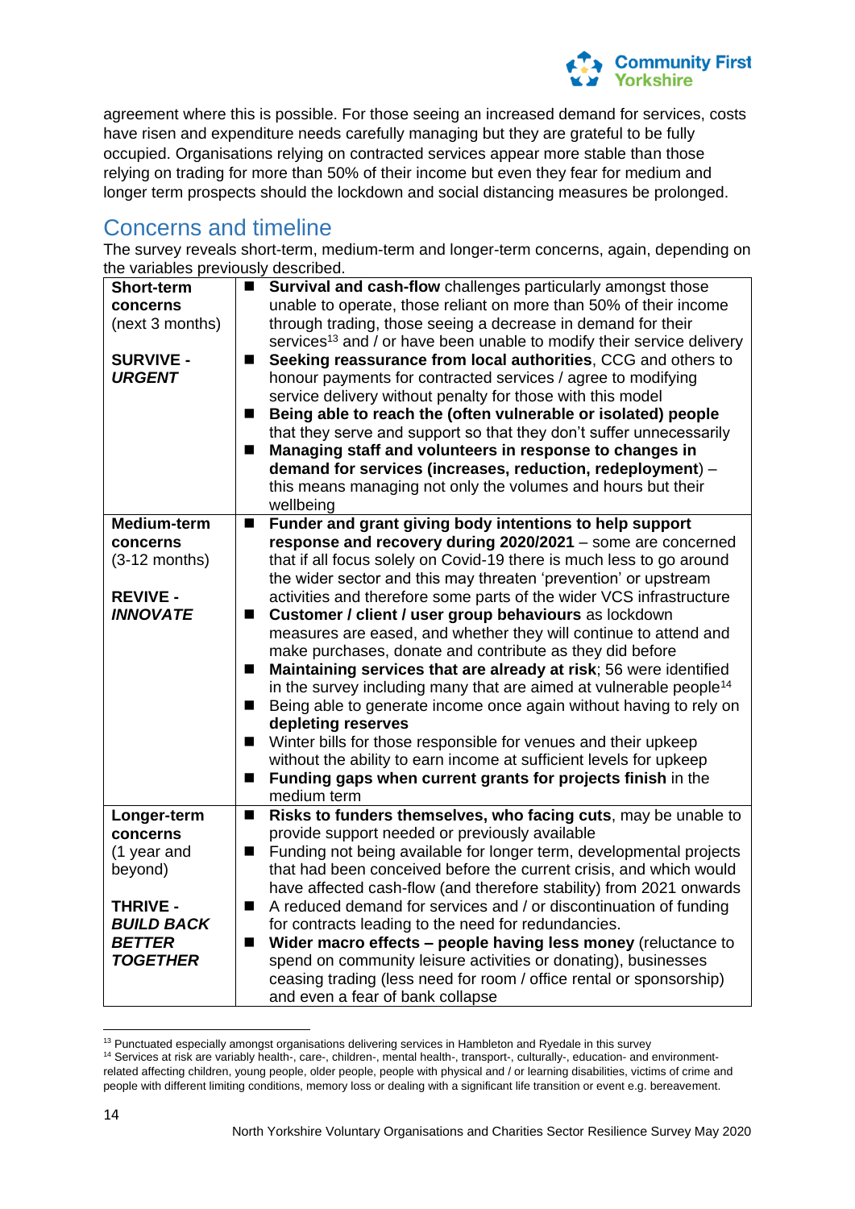agreement where this is possible. For those seeing an increased demand for services, costs have risen and expenditure needs carefully managing but they are grateful to be fully occupied. Organisations relying on contracted services appear more stable than those relying on trading for more than 50% of their income but even they fear for medium and longer term prospects should the lockdown and social distancing measures be prolonged.

## Concerns and timeline

The survey reveals short-term, medium-term and longer-term concerns, again, depending on the variables previously described.

| | |
|---|---|
| **Short-term concerns** (next 3 months)<br><br>**SURVIVE -** ***URGENT*** | ■ **Survival and cash-flow** challenges particularly amongst those unable to operate, those reliant on more than 50% of their income through trading, those seeing a decrease in demand for their services[13] and / or have been unable to modify their service delivery<br>■ **Seeking reassurance from local authorities**, CCG and others to honour payments for contracted services / agree to modifying service delivery without penalty for those with this model<br>■ **Being able to reach the (often vulnerable or isolated) people** that they serve and support so that they don't suffer unnecessarily<br>■ **Managing staff and volunteers in response to changes in demand for services (increases, reduction, redeployment)** – this means managing not only the volumes and hours but their wellbeing |
| **Medium-term concerns** (3-12 months)<br><br>**REVIVE -** ***INNOVATE*** | ■ **Funder and grant giving body intentions to help support response and recovery during 2020/2021** – some are concerned that if all focus solely on Covid-19 there is much less to go around the wider sector and this may threaten 'prevention' or upstream activities and therefore some parts of the wider VCS infrastructure<br>■ **Customer / client / user group behaviours** as lockdown measures are eased, and whether they will continue to attend and make purchases, donate and contribute as they did before<br>■ **Maintaining services that are already at risk**; 56 were identified in the survey including many that are aimed at vulnerable people[14]<br>■ Being able to generate income once again without having to rely on **depleting reserves**<br>■ Winter bills for those responsible for venues and their upkeep without the ability to earn income at sufficient levels for upkeep<br>■ **Funding gaps when current grants for projects finish** in the medium term |
| **Longer-term concerns** (1 year and beyond)<br><br>**THRIVE -** ***BUILD BACK BETTER TOGETHER*** | ■ **Risks to funders themselves, who facing cuts**, may be unable to provide support needed or previously available<br>■ Funding not being available for longer term, developmental projects that had been conceived before the current crisis, and which would have affected cash-flow (and therefore stability) from 2021 onwards<br>■ A reduced demand for services and / or discontinuation of funding for contracts leading to the need for redundancies.<br>■ **Wider macro effects – people having less money** (reluctance to spend on community leisure activities or donating), businesses ceasing trading (less need for room / office rental or sponsorship) and even a fear of bank collapse |

[13] Punctuated especially amongst organisations delivering services in Hambleton and Ryedale in this survey

[14] Services at risk are variably health-, care-, children-, mental health-, transport-, culturally-, education- and environment-related affecting children, young people, older people, people with physical and / or learning disabilities, victims of crime and people with different limiting conditions, memory loss or dealing with a significant life transition or event e.g. bereavement.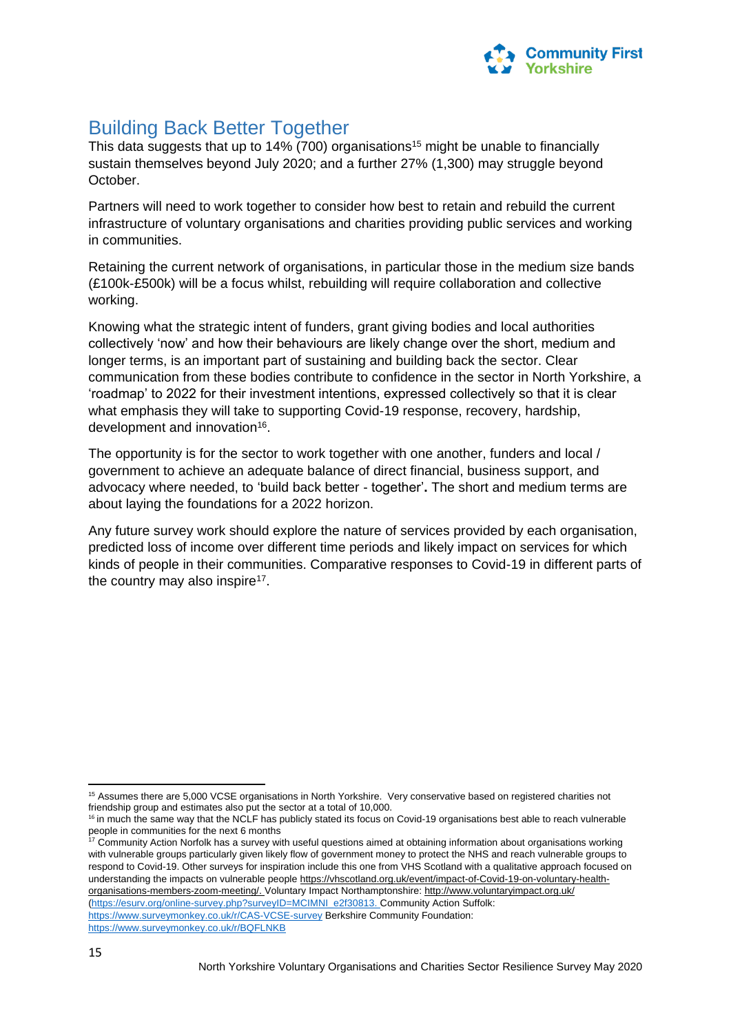## Building Back Better Together

This data suggests that up to 14% (700) organisations[15] might be unable to financially sustain themselves beyond July 2020; and a further 27% (1,300) may struggle beyond October.

Partners will need to work together to consider how best to retain and rebuild the current infrastructure of voluntary organisations and charities providing public services and working in communities.

Retaining the current network of organisations, in particular those in the medium size bands (£100k-£500k) will be a focus whilst, rebuilding will require collaboration and collective working.

Knowing what the strategic intent of funders, grant giving bodies and local authorities collectively 'now' and how their behaviours are likely change over the short, medium and longer terms, is an important part of sustaining and building back the sector. Clear communication from these bodies contribute to confidence in the sector in North Yorkshire, a 'roadmap' to 2022 for their investment intentions, expressed collectively so that it is clear what emphasis they will take to supporting Covid-19 response, recovery, hardship, development and innovation[16].

The opportunity is for the sector to work together with one another, funders and local / government to achieve an adequate balance of direct financial, business support, and advocacy where needed, to 'build back better - together'**.** The short and medium terms are about laying the foundations for a 2022 horizon.

Any future survey work should explore the nature of services provided by each organisation, predicted loss of income over different time periods and likely impact on services for which kinds of people in their communities. Comparative responses to Covid-19 in different parts of the country may also inspire[17].

---

[15] Assumes there are 5,000 VCSE organisations in North Yorkshire. Very conservative based on registered charities not friendship group and estimates also put the sector at a total of 10,000.

[16] in much the same way that the NCLF has publicly stated its focus on Covid-19 organisations best able to reach vulnerable people in communities for the next 6 months

[17] Community Action Norfolk has a survey with useful questions aimed at obtaining information about organisations working with vulnerable groups particularly given likely flow of government money to protect the NHS and reach vulnerable groups to respond to Covid-19. Other surveys for inspiration include this one from VHS Scotland with a qualitative approach focused on understanding the impacts on vulnerable people https://vhscotland.org.uk/event/impact-of-Covid-19-on-voluntary-health-organisations-members-zoom-meeting/. Voluntary Impact Northamptonshire: http://www.voluntaryimpact.org.uk/ (https://esurv.org/online-survey.php?surveyID=MCIMNI_e2f30813. Community Action Suffolk: https://www.surveymonkey.co.uk/r/CAS-VCSE-survey Berkshire Community Foundation: https://www.surveymonkey.co.uk/r/BQFLNKB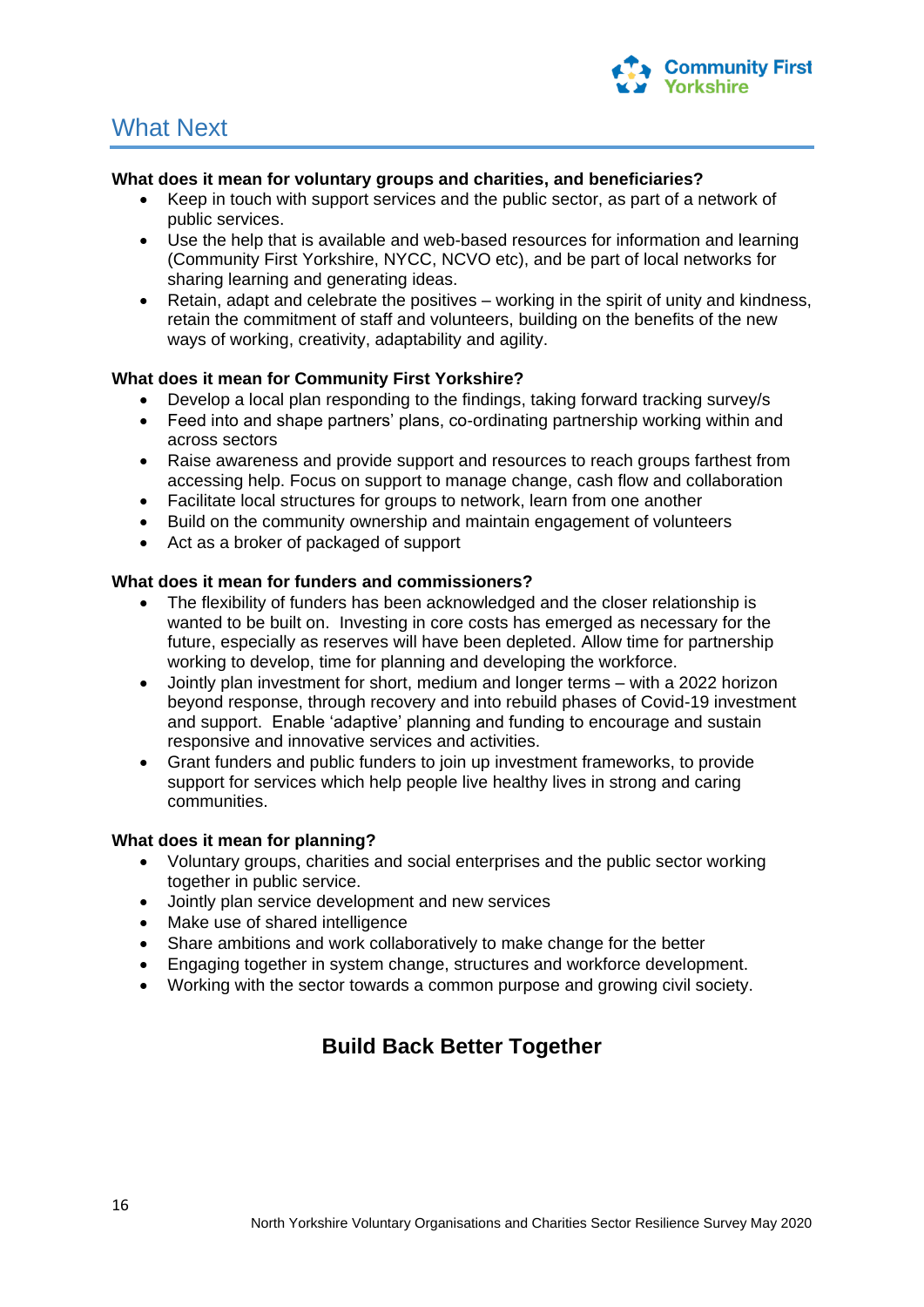# What Next

**What does it mean for voluntary groups and charities, and beneficiaries?**

- Keep in touch with support services and the public sector, as part of a network of public services.
- Use the help that is available and web-based resources for information and learning (Community First Yorkshire, NYCC, NCVO etc), and be part of local networks for sharing learning and generating ideas.
- Retain, adapt and celebrate the positives – working in the spirit of unity and kindness, retain the commitment of staff and volunteers, building on the benefits of the new ways of working, creativity, adaptability and agility.

**What does it mean for Community First Yorkshire?**

- Develop a local plan responding to the findings, taking forward tracking survey/s
- Feed into and shape partners' plans, co-ordinating partnership working within and across sectors
- Raise awareness and provide support and resources to reach groups farthest from accessing help. Focus on support to manage change, cash flow and collaboration
- Facilitate local structures for groups to network, learn from one another
- Build on the community ownership and maintain engagement of volunteers
- Act as a broker of packaged of support

**What does it mean for funders and commissioners?**

- The flexibility of funders has been acknowledged and the closer relationship is wanted to be built on. Investing in core costs has emerged as necessary for the future, especially as reserves will have been depleted. Allow time for partnership working to develop, time for planning and developing the workforce.
- Jointly plan investment for short, medium and longer terms – with a 2022 horizon beyond response, through recovery and into rebuild phases of Covid-19 investment and support. Enable 'adaptive' planning and funding to encourage and sustain responsive and innovative services and activities.
- Grant funders and public funders to join up investment frameworks, to provide support for services which help people live healthy lives in strong and caring communities.

**What does it mean for planning?**

- Voluntary groups, charities and social enterprises and the public sector working together in public service.
- Jointly plan service development and new services
- Make use of shared intelligence
- Share ambitions and work collaboratively to make change for the better
- Engaging together in system change, structures and workforce development.
- Working with the sector towards a common purpose and growing civil society.

## Build Back Better Together